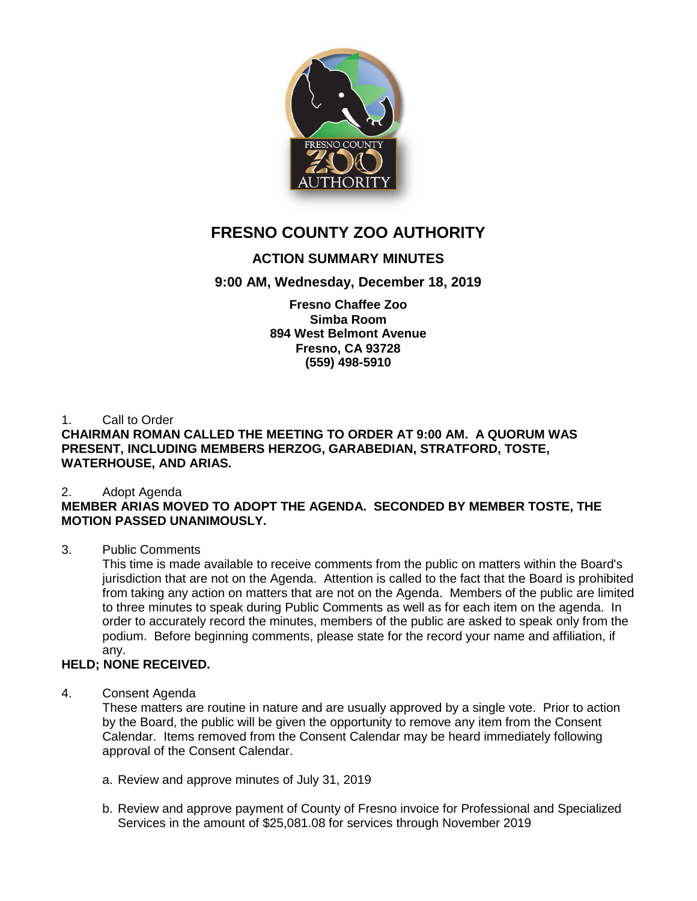# FRESNO COUNTY ZOO AUTHORITY

## ACTION SUMMARY MINUTES

### 9:00 AM, Wednesday, December 18, 2019

**Fresno Chaffee Zoo**
**Simba Room**
**894 West Belmont Avenue**
**Fresno, CA 93728**
**(559) 498-5910**

1. Call to Order

**CHAIRMAN ROMAN CALLED THE MEETING TO ORDER AT 9:00 AM. A QUORUM WAS PRESENT, INCLUDING MEMBERS HERZOG, GARABEDIAN, STRATFORD, TOSTE, WATERHOUSE, AND ARIAS.**

2. Adopt Agenda

**MEMBER ARIAS MOVED TO ADOPT THE AGENDA. SECONDED BY MEMBER TOSTE, THE MOTION PASSED UNANIMOUSLY.**

3. Public Comments

   This time is made available to receive comments from the public on matters within the Board's jurisdiction that are not on the Agenda. Attention is called to the fact that the Board is prohibited from taking any action on matters that are not on the Agenda. Members of the public are limited to three minutes to speak during Public Comments as well as for each item on the agenda. In order to accurately record the minutes, members of the public are asked to speak only from the podium. Before beginning comments, please state for the record your name and affiliation, if any.

**HELD; NONE RECEIVED.**

4. Consent Agenda

   These matters are routine in nature and are usually approved by a single vote. Prior to action by the Board, the public will be given the opportunity to remove any item from the Consent Calendar. Items removed from the Consent Calendar may be heard immediately following approval of the Consent Calendar.

   a. Review and approve minutes of July 31, 2019

   b. Review and approve payment of County of Fresno invoice for Professional and Specialized Services in the amount of $25,081.08 for services through November 2019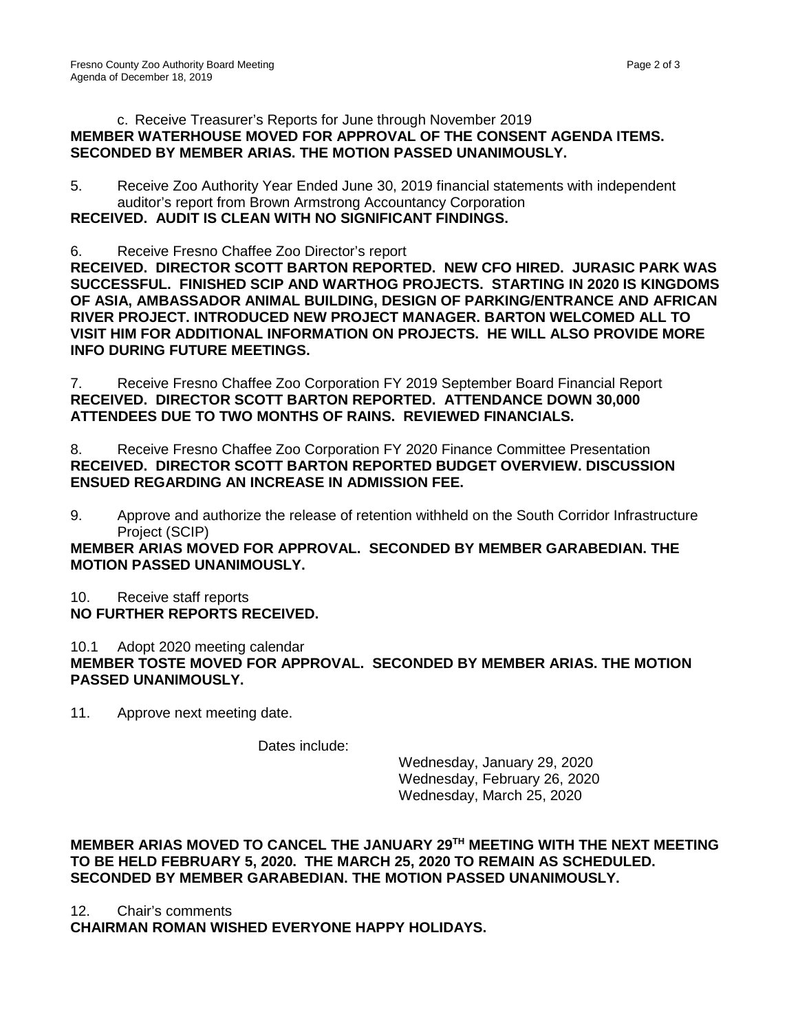c. Receive Treasurer's Reports for June through November 2019

**MEMBER WATERHOUSE MOVED FOR APPROVAL OF THE CONSENT AGENDA ITEMS. SECONDED BY MEMBER ARIAS. THE MOTION PASSED UNANIMOUSLY.**

5. Receive Zoo Authority Year Ended June 30, 2019 financial statements with independent auditor's report from Brown Armstrong Accountancy Corporation

**RECEIVED. AUDIT IS CLEAN WITH NO SIGNIFICANT FINDINGS.**

6. Receive Fresno Chaffee Zoo Director's report

**RECEIVED. DIRECTOR SCOTT BARTON REPORTED. NEW CFO HIRED. JURASIC PARK WAS SUCCESSFUL. FINISHED SCIP AND WARTHOG PROJECTS. STARTING IN 2020 IS KINGDOMS OF ASIA, AMBASSADOR ANIMAL BUILDING, DESIGN OF PARKING/ENTRANCE AND AFRICAN RIVER PROJECT. INTRODUCED NEW PROJECT MANAGER. BARTON WELCOMED ALL TO VISIT HIM FOR ADDITIONAL INFORMATION ON PROJECTS. HE WILL ALSO PROVIDE MORE INFO DURING FUTURE MEETINGS.**

7. Receive Fresno Chaffee Zoo Corporation FY 2019 September Board Financial Report

**RECEIVED. DIRECTOR SCOTT BARTON REPORTED. ATTENDANCE DOWN 30,000 ATTENDEES DUE TO TWO MONTHS OF RAINS. REVIEWED FINANCIALS.**

8. Receive Fresno Chaffee Zoo Corporation FY 2020 Finance Committee Presentation

**RECEIVED. DIRECTOR SCOTT BARTON REPORTED BUDGET OVERVIEW. DISCUSSION ENSUED REGARDING AN INCREASE IN ADMISSION FEE.**

9. Approve and authorize the release of retention withheld on the South Corridor Infrastructure Project (SCIP)

**MEMBER ARIAS MOVED FOR APPROVAL. SECONDED BY MEMBER GARABEDIAN. THE MOTION PASSED UNANIMOUSLY.**

10. Receive staff reports

**NO FURTHER REPORTS RECEIVED.**

10.1 Adopt 2020 meeting calendar

**MEMBER TOSTE MOVED FOR APPROVAL. SECONDED BY MEMBER ARIAS. THE MOTION PASSED UNANIMOUSLY.**

11. Approve next meeting date.

Dates include:

Wednesday, January 29, 2020
Wednesday, February 26, 2020
Wednesday, March 25, 2020

**MEMBER ARIAS MOVED TO CANCEL THE JANUARY 29TH MEETING WITH THE NEXT MEETING TO BE HELD FEBRUARY 5, 2020. THE MARCH 25, 2020 TO REMAIN AS SCHEDULED. SECONDED BY MEMBER GARABEDIAN. THE MOTION PASSED UNANIMOUSLY.**

12. Chair's comments

**CHAIRMAN ROMAN WISHED EVERYONE HAPPY HOLIDAYS.**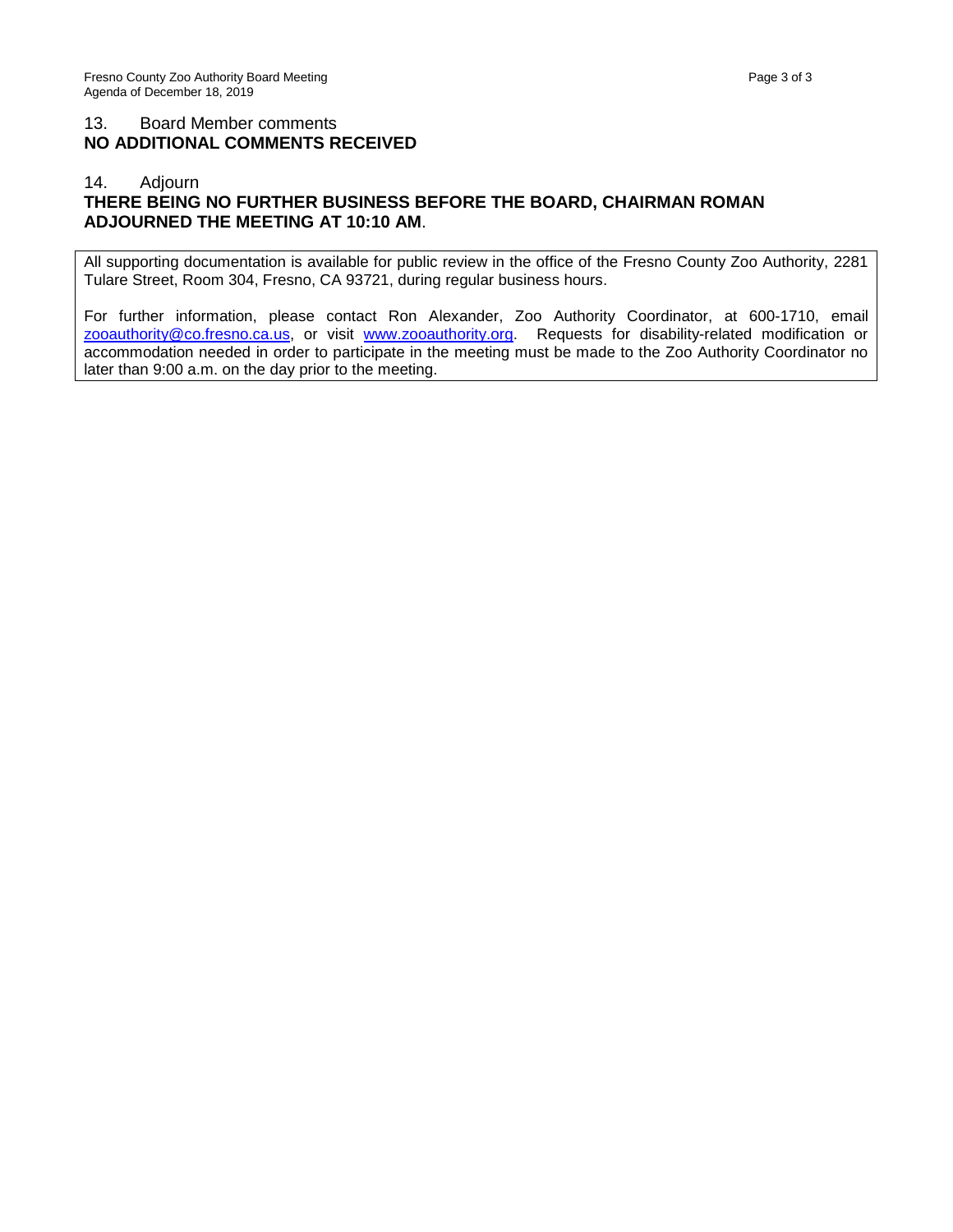13. Board Member comments

**NO ADDITIONAL COMMENTS RECEIVED**

14. Adjourn

**THERE BEING NO FURTHER BUSINESS BEFORE THE BOARD, CHAIRMAN ROMAN ADJOURNED THE MEETING AT 10:10 AM**.

All supporting documentation is available for public review in the office of the Fresno County Zoo Authority, 2281 Tulare Street, Room 304, Fresno, CA 93721, during regular business hours.

For further information, please contact Ron Alexander, Zoo Authority Coordinator, at 600-1710, email zooauthority@co.fresno.ca.us, or visit www.zooauthority.org. Requests for disability-related modification or accommodation needed in order to participate in the meeting must be made to the Zoo Authority Coordinator no later than 9:00 a.m. on the day prior to the meeting.